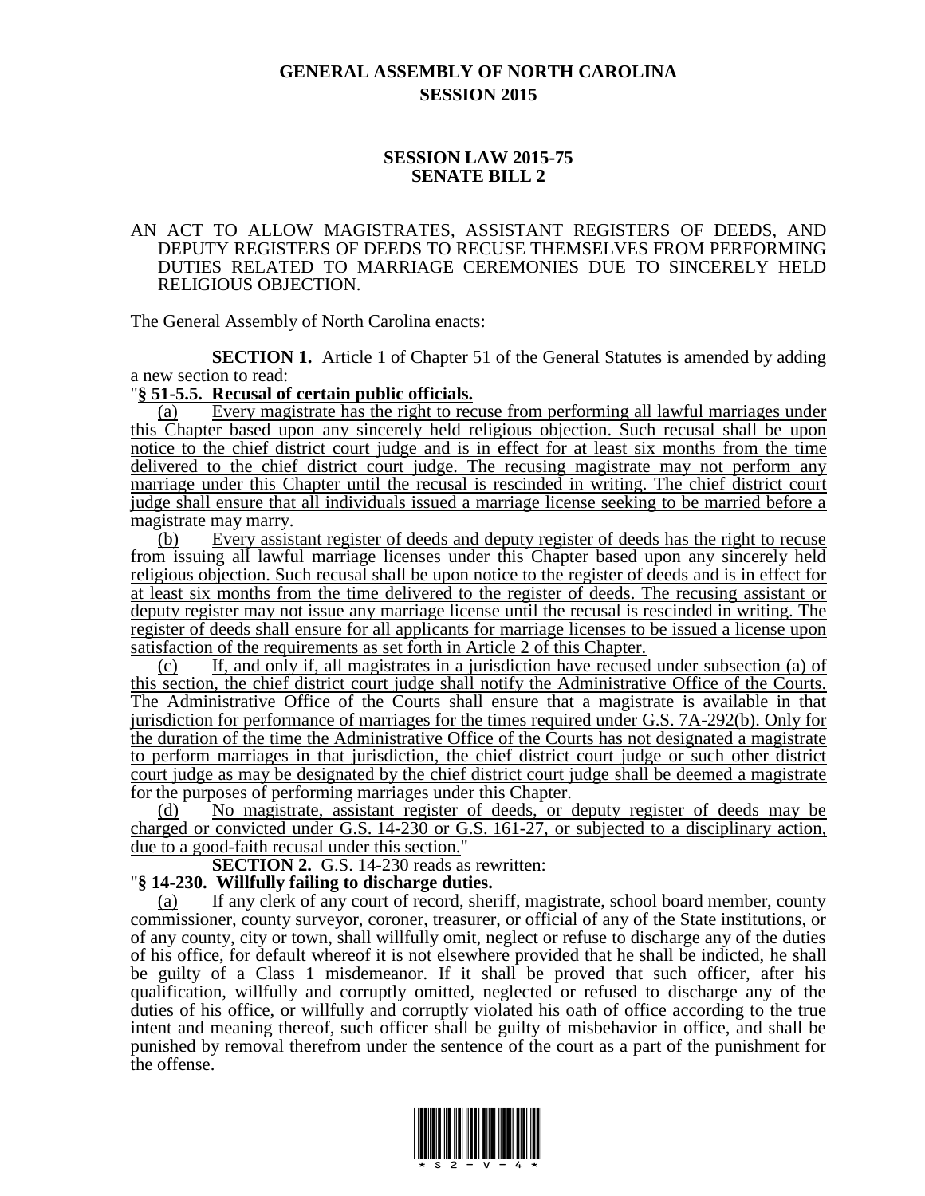# GENERAL ASSEMBLY OF NORTH CAROLINA
## SESSION 2015

## SESSION LAW 2015-75
## SENATE BILL 2

AN ACT TO ALLOW MAGISTRATES, ASSISTANT REGISTERS OF DEEDS, AND DEPUTY REGISTERS OF DEEDS TO RECUSE THEMSELVES FROM PERFORMING DUTIES RELATED TO MARRIAGE CEREMONIES DUE TO SINCERELY HELD RELIGIOUS OBJECTION.

The General Assembly of North Carolina enacts:

**SECTION 1.** Article 1 of Chapter 51 of the General Statutes is amended by adding a new section to read:

"**§ 51-5.5. Recusal of certain public officials.**

(a) Every magistrate has the right to recuse from performing all lawful marriages under this Chapter based upon any sincerely held religious objection. Such recusal shall be upon notice to the chief district court judge and is in effect for at least six months from the time delivered to the chief district court judge. The recusing magistrate may not perform any marriage under this Chapter until the recusal is rescinded in writing. The chief district court judge shall ensure that all individuals issued a marriage license seeking to be married before a magistrate may marry.

(b) Every assistant register of deeds and deputy register of deeds has the right to recuse from issuing all lawful marriage licenses under this Chapter based upon any sincerely held religious objection. Such recusal shall be upon notice to the register of deeds and is in effect for at least six months from the time delivered to the register of deeds. The recusing assistant or deputy register may not issue any marriage license until the recusal is rescinded in writing. The register of deeds shall ensure for all applicants for marriage licenses to be issued a license upon satisfaction of the requirements as set forth in Article 2 of this Chapter.

(c) If, and only if, all magistrates in a jurisdiction have recused under subsection (a) of this section, the chief district court judge shall notify the Administrative Office of the Courts. The Administrative Office of the Courts shall ensure that a magistrate is available in that jurisdiction for performance of marriages for the times required under G.S. 7A-292(b). Only for the duration of the time the Administrative Office of the Courts has not designated a magistrate to perform marriages in that jurisdiction, the chief district court judge or such other district court judge as may be designated by the chief district court judge shall be deemed a magistrate for the purposes of performing marriages under this Chapter.

(d) No magistrate, assistant register of deeds, or deputy register of deeds may be charged or convicted under G.S. 14-230 or G.S. 161-27, or subjected to a disciplinary action, due to a good-faith recusal under this section."

**SECTION 2.** G.S. 14-230 reads as rewritten:

"**§ 14-230. Willfully failing to discharge duties.**

(a) If any clerk of any court of record, sheriff, magistrate, school board member, county commissioner, county surveyor, coroner, treasurer, or official of any of the State institutions, or of any county, city or town, shall willfully omit, neglect or refuse to discharge any of the duties of his office, for default whereof it is not elsewhere provided that he shall be indicted, he shall be guilty of a Class 1 misdemeanor. If it shall be proved that such officer, after his qualification, willfully and corruptly omitted, neglected or refused to discharge any of the duties of his office, or willfully and corruptly violated his oath of office according to the true intent and meaning thereof, such officer shall be guilty of misbehavior in office, and shall be punished by removal therefrom under the sentence of the court as a part of the punishment for the offense.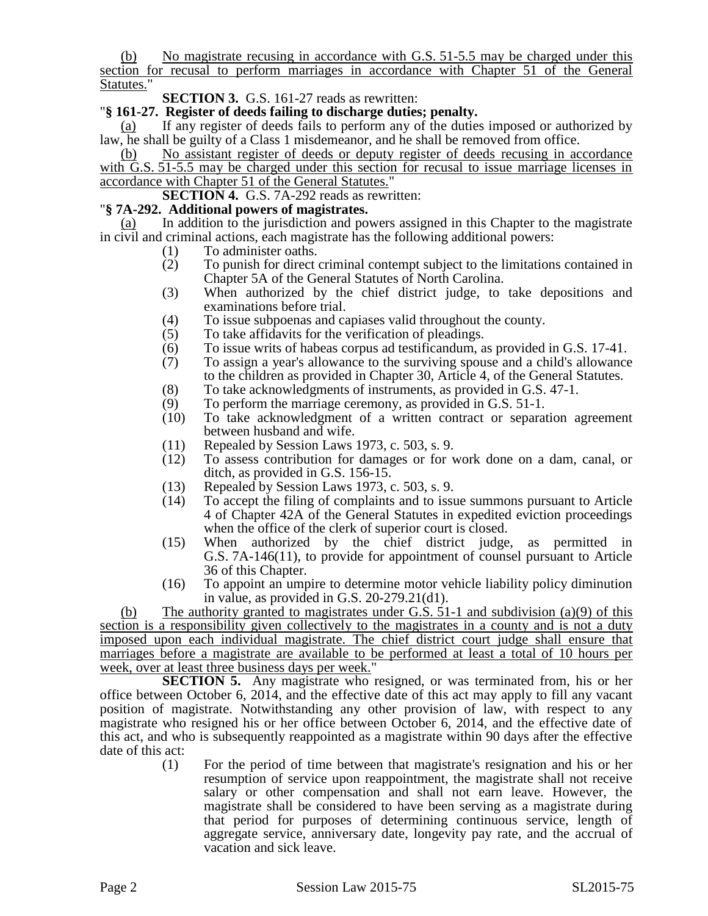(b) No magistrate recusing in accordance with G.S. 51-5.5 may be charged under this section for recusal to perform marriages in accordance with Chapter 51 of the General Statutes."

**SECTION 3.** G.S. 161-27 reads as rewritten:

"**§ 161-27. Register of deeds failing to discharge duties; penalty.**

(a) If any register of deeds fails to perform any of the duties imposed or authorized by law, he shall be guilty of a Class 1 misdemeanor, and he shall be removed from office.

(b) No assistant register of deeds or deputy register of deeds recusing in accordance with G.S. 51-5.5 may be charged under this section for recusal to issue marriage licenses in accordance with Chapter 51 of the General Statutes."

**SECTION 4.** G.S. 7A-292 reads as rewritten:

"**§ 7A-292. Additional powers of magistrates.**

(a) In addition to the jurisdiction and powers assigned in this Chapter to the magistrate in civil and criminal actions, each magistrate has the following additional powers:

(1) To administer oaths.
(2) To punish for direct criminal contempt subject to the limitations contained in Chapter 5A of the General Statutes of North Carolina.
(3) When authorized by the chief district judge, to take depositions and examinations before trial.
(4) To issue subpoenas and capiases valid throughout the county.
(5) To take affidavits for the verification of pleadings.
(6) To issue writs of habeas corpus ad testificandum, as provided in G.S. 17-41.
(7) To assign a year's allowance to the surviving spouse and a child's allowance to the children as provided in Chapter 30, Article 4, of the General Statutes.
(8) To take acknowledgments of instruments, as provided in G.S. 47-1.
(9) To perform the marriage ceremony, as provided in G.S. 51-1.
(10) To take acknowledgment of a written contract or separation agreement between husband and wife.
(11) Repealed by Session Laws 1973, c. 503, s. 9.
(12) To assess contribution for damages or for work done on a dam, canal, or ditch, as provided in G.S. 156-15.
(13) Repealed by Session Laws 1973, c. 503, s. 9.
(14) To accept the filing of complaints and to issue summons pursuant to Article 4 of Chapter 42A of the General Statutes in expedited eviction proceedings when the office of the clerk of superior court is closed.
(15) When authorized by the chief district judge, as permitted in G.S. 7A-146(11), to provide for appointment of counsel pursuant to Article 36 of this Chapter.
(16) To appoint an umpire to determine motor vehicle liability policy diminution in value, as provided in G.S. 20-279.21(d1).

(b) The authority granted to magistrates under G.S. 51-1 and subdivision (a)(9) of this section is a responsibility given collectively to the magistrates in a county and is not a duty imposed upon each individual magistrate. The chief district court judge shall ensure that marriages before a magistrate are available to be performed at least a total of 10 hours per week, over at least three business days per week."

**SECTION 5.** Any magistrate who resigned, or was terminated from, his or her office between October 6, 2014, and the effective date of this act may apply to fill any vacant position of magistrate. Notwithstanding any other provision of law, with respect to any magistrate who resigned his or her office between October 6, 2014, and the effective date of this act, and who is subsequently reappointed as a magistrate within 90 days after the effective date of this act:

(1) For the period of time between that magistrate's resignation and his or her resumption of service upon reappointment, the magistrate shall not receive salary or other compensation and shall not earn leave. However, the magistrate shall be considered to have been serving as a magistrate during that period for purposes of determining continuous service, length of aggregate service, anniversary date, longevity pay rate, and the accrual of vacation and sick leave.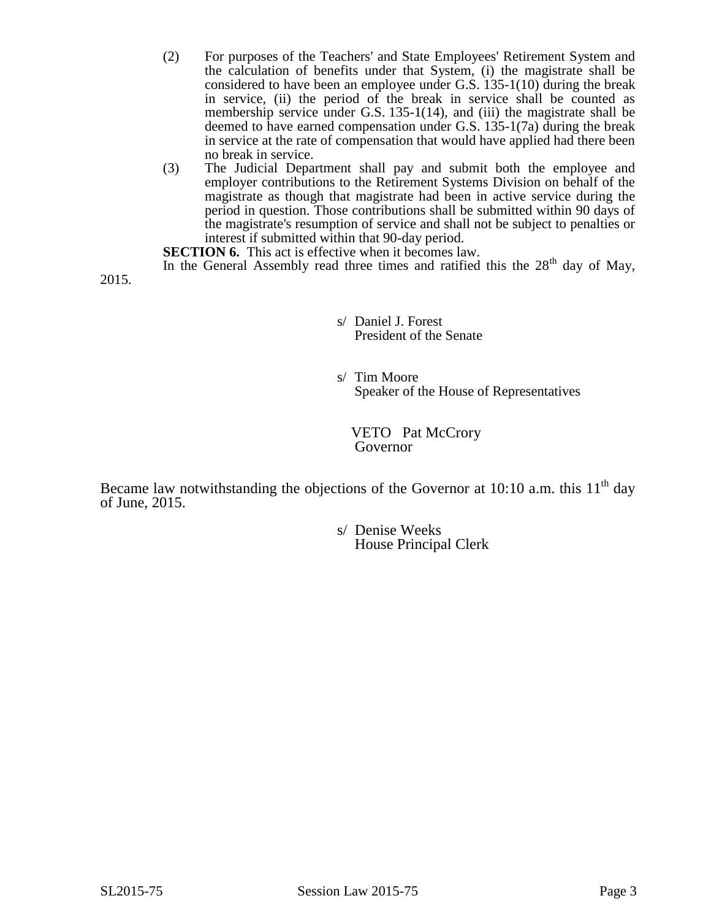(2) For purposes of the Teachers' and State Employees' Retirement System and the calculation of benefits under that System, (i) the magistrate shall be considered to have been an employee under G.S. 135-1(10) during the break in service, (ii) the period of the break in service shall be counted as membership service under G.S. 135-1(14), and (iii) the magistrate shall be deemed to have earned compensation under G.S. 135-1(7a) during the break in service at the rate of compensation that would have applied had there been no break in service.

(3) The Judicial Department shall pay and submit both the employee and employer contributions to the Retirement Systems Division on behalf of the magistrate as though that magistrate had been in active service during the period in question. Those contributions shall be submitted within 90 days of the magistrate's resumption of service and shall not be subject to penalties or interest if submitted within that 90-day period.

**SECTION 6.** This act is effective when it becomes law.

In the General Assembly read three times and ratified this the 28th day of May, 2015.

s/ Daniel J. Forest
President of the Senate

s/ Tim Moore
Speaker of the House of Representatives

VETO Pat McCrory
Governor

Became law notwithstanding the objections of the Governor at 10:10 a.m. this 11th day of June, 2015.

s/ Denise Weeks
House Principal Clerk